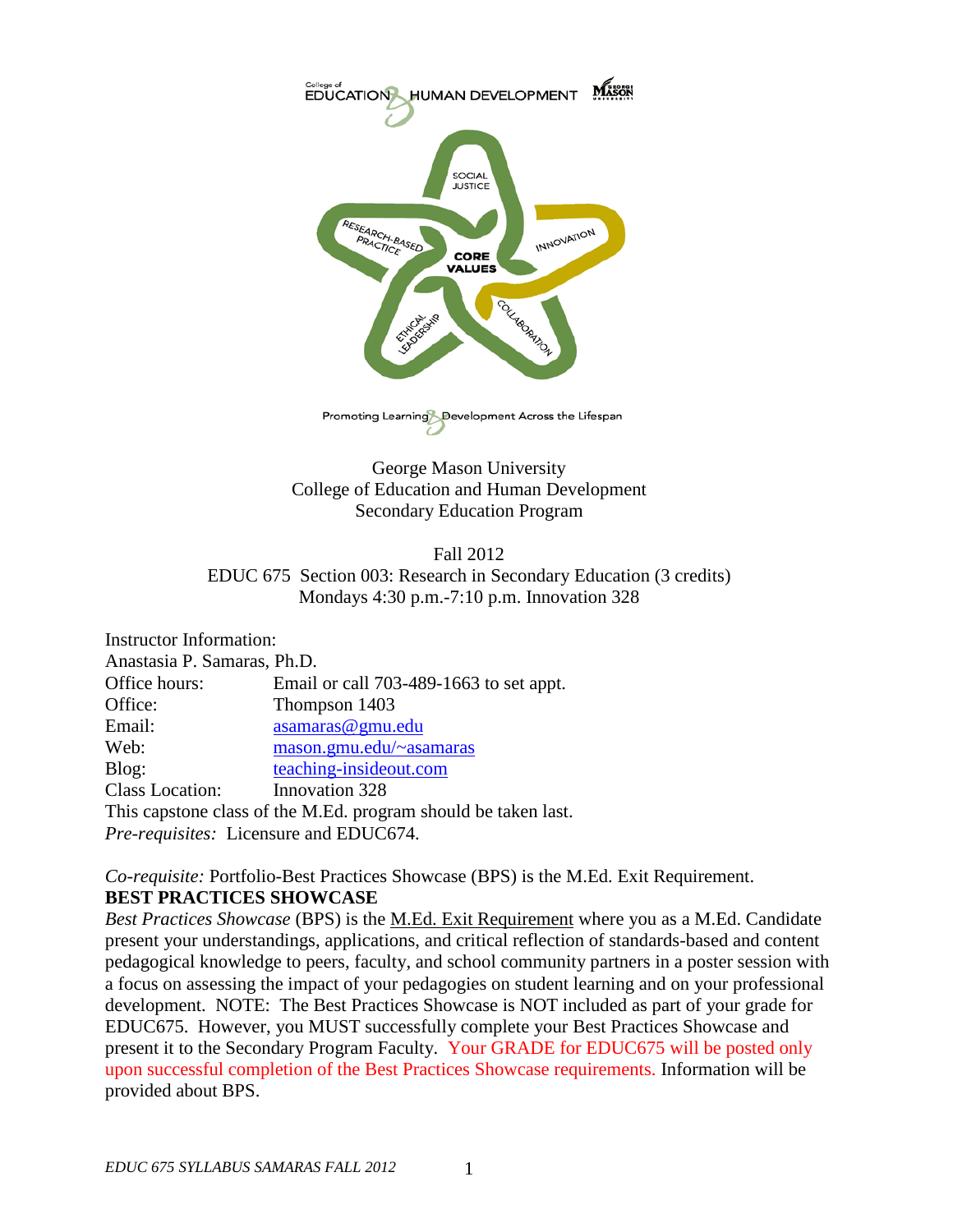George Mason University
College of Education and Human Development
Secondary Education Program

Fall 2012
EDUC 675 Section 003: Research in Secondary Education (3 credits)
Mondays 4:30 p.m.-7:10 p.m. Innovation 328

Instructor Information:
Anastasia P. Samaras, Ph.D.

| | |
|---|---|
| Office hours: | Email or call 703-489-1663 to set appt. |
| Office: | Thompson 1403 |
| Email: | asamaras@gmu.edu |
| Web: | mason.gmu.edu/~asamaras |
| Blog: | teaching-insideout.com |
| Class Location: | Innovation 328 |

This capstone class of the M.Ed. program should be taken last.
*Pre-requisites:* Licensure and EDUC674.

*Co-requisite:* Portfolio-Best Practices Showcase (BPS) is the M.Ed. Exit Requirement.

**BEST PRACTICES SHOWCASE**

*Best Practices Showcase* (BPS) is the M.Ed. Exit Requirement where you as a M.Ed. Candidate present your understandings, applications, and critical reflection of standards-based and content pedagogical knowledge to peers, faculty, and school community partners in a poster session with a focus on assessing the impact of your pedagogies on student learning and on your professional development. NOTE: The Best Practices Showcase is NOT included as part of your grade for EDUC675. However, you MUST successfully complete your Best Practices Showcase and present it to the Secondary Program Faculty. Your GRADE for EDUC675 will be posted only upon successful completion of the Best Practices Showcase requirements. Information will be provided about BPS.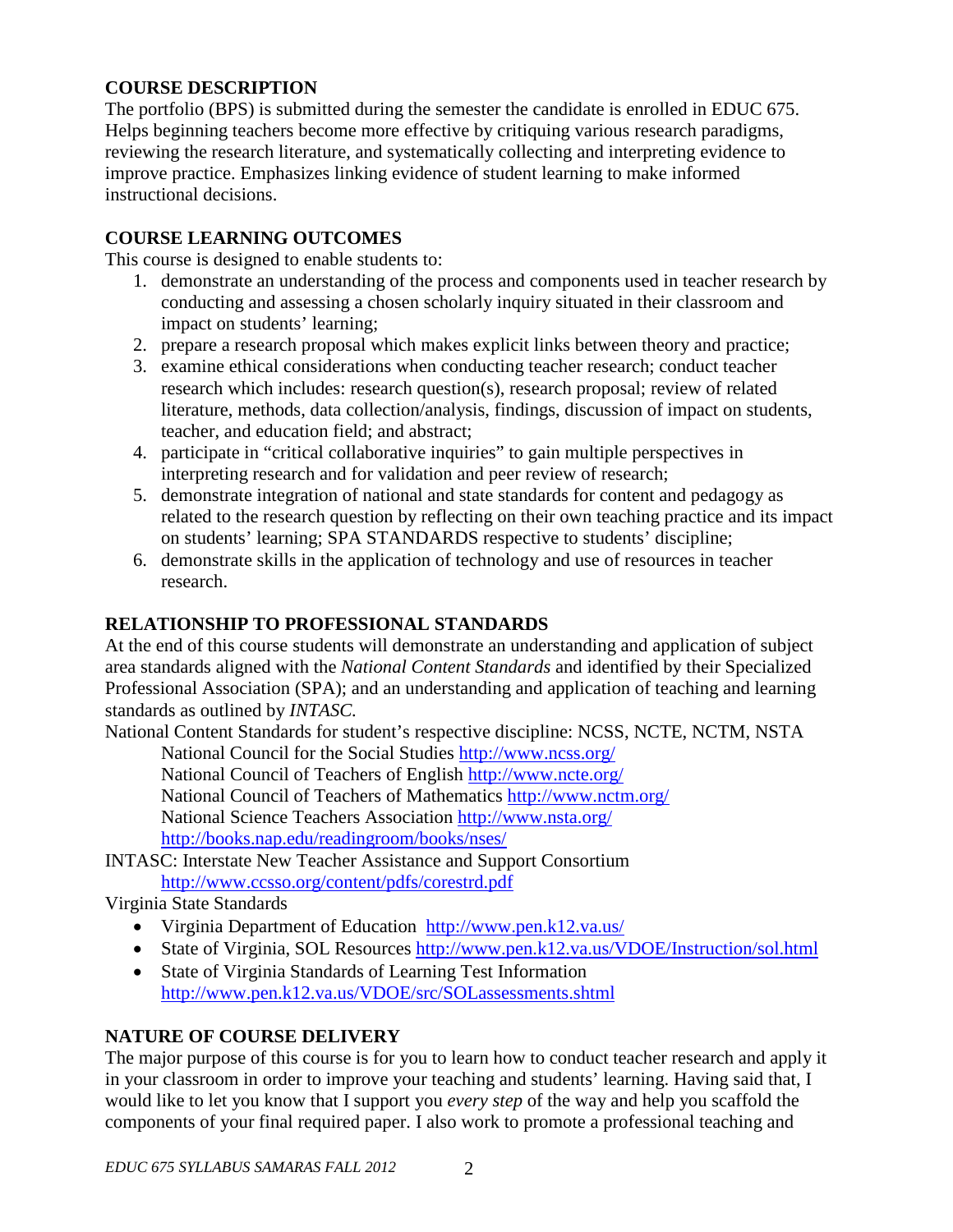## COURSE DESCRIPTION

The portfolio (BPS) is submitted during the semester the candidate is enrolled in EDUC 675. Helps beginning teachers become more effective by critiquing various research paradigms, reviewing the research literature, and systematically collecting and interpreting evidence to improve practice. Emphasizes linking evidence of student learning to make informed instructional decisions.

## COURSE LEARNING OUTCOMES

This course is designed to enable students to:

1. demonstrate an understanding of the process and components used in teacher research by conducting and assessing a chosen scholarly inquiry situated in their classroom and impact on students' learning;
2. prepare a research proposal which makes explicit links between theory and practice;
3. examine ethical considerations when conducting teacher research; conduct teacher research which includes: research question(s), research proposal; review of related literature, methods, data collection/analysis, findings, discussion of impact on students, teacher, and education field; and abstract;
4. participate in "critical collaborative inquiries" to gain multiple perspectives in interpreting research and for validation and peer review of research;
5. demonstrate integration of national and state standards for content and pedagogy as related to the research question by reflecting on their own teaching practice and its impact on students' learning; SPA STANDARDS respective to students' discipline;
6. demonstrate skills in the application of technology and use of resources in teacher research.

## RELATIONSHIP TO PROFESSIONAL STANDARDS

At the end of this course students will demonstrate an understanding and application of subject area standards aligned with the *National Content Standards* and identified by their Specialized Professional Association (SPA); and an understanding and application of teaching and learning standards as outlined by *INTASC.*

National Content Standards for student's respective discipline: NCSS, NCTE, NCTM, NSTA

National Council for the Social Studies http://www.ncss.org/
National Council of Teachers of English http://www.ncte.org/
National Council of Teachers of Mathematics http://www.nctm.org/
National Science Teachers Association http://www.nsta.org/
http://books.nap.edu/readingroom/books/nses/

INTASC: Interstate New Teacher Assistance and Support Consortium
http://www.ccsso.org/content/pdfs/corestrd.pdf

Virginia State Standards

- Virginia Department of Education http://www.pen.k12.va.us/
- State of Virginia, SOL Resources http://www.pen.k12.va.us/VDOE/Instruction/sol.html
- State of Virginia Standards of Learning Test Information http://www.pen.k12.va.us/VDOE/src/SOLassessments.shtml

## NATURE OF COURSE DELIVERY

The major purpose of this course is for you to learn how to conduct teacher research and apply it in your classroom in order to improve your teaching and students' learning. Having said that, I would like to let you know that I support you *every step* of the way and help you scaffold the components of your final required paper. I also work to promote a professional teaching and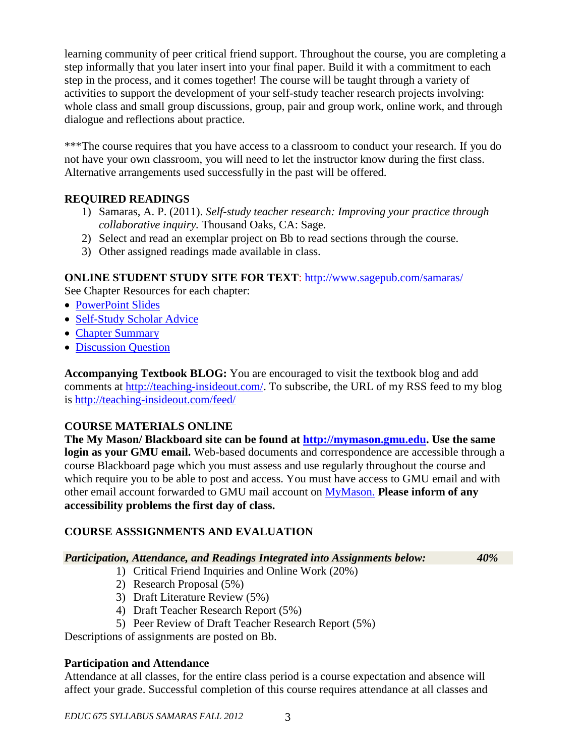learning community of peer critical friend support. Throughout the course, you are completing a step informally that you later insert into your final paper. Build it with a commitment to each step in the process, and it comes together! The course will be taught through a variety of activities to support the development of your self-study teacher research projects involving: whole class and small group discussions, group, pair and group work, online work, and through dialogue and reflections about practice.

***The course requires that you have access to a classroom to conduct your research. If you do not have your own classroom, you will need to let the instructor know during the first class. Alternative arrangements used successfully in the past will be offered.

## REQUIRED READINGS

1) Samaras, A. P. (2011). *Self-study teacher research: Improving your practice through collaborative inquiry.* Thousand Oaks, CA: Sage.
2) Select and read an exemplar project on Bb to read sections through the course.
3) Other assigned readings made available in class.

**ONLINE STUDENT STUDY SITE FOR TEXT**: http://www.sagepub.com/samaras/

See Chapter Resources for each chapter:

- PowerPoint Slides
- Self-Study Scholar Advice
- Chapter Summary
- Discussion Question

**Accompanying Textbook BLOG:** You are encouraged to visit the textbook blog and add comments at http://teaching-insideout.com/. To subscribe, the URL of my RSS feed to my blog is http://teaching-insideout.com/feed/

## COURSE MATERIALS ONLINE

**The My Mason/ Blackboard site can be found at http://mymason.gmu.edu. Use the same login as your GMU email.** Web-based documents and correspondence are accessible through a course Blackboard page which you must assess and use regularly throughout the course and which require you to be able to post and access. You must have access to GMU email and with other email account forwarded to GMU mail account on MyMason. **Please inform of any accessibility problems the first day of class.**

## COURSE ASSSIGNMENTS AND EVALUATION

***Participation, Attendance, and Readings Integrated into Assignments below: 40%***

1) Critical Friend Inquiries and Online Work (20%)
2) Research Proposal (5%)
3) Draft Literature Review (5%)
4) Draft Teacher Research Report (5%)
5) Peer Review of Draft Teacher Research Report (5%)

Descriptions of assignments are posted on Bb.

### Participation and Attendance

Attendance at all classes, for the entire class period is a course expectation and absence will affect your grade. Successful completion of this course requires attendance at all classes and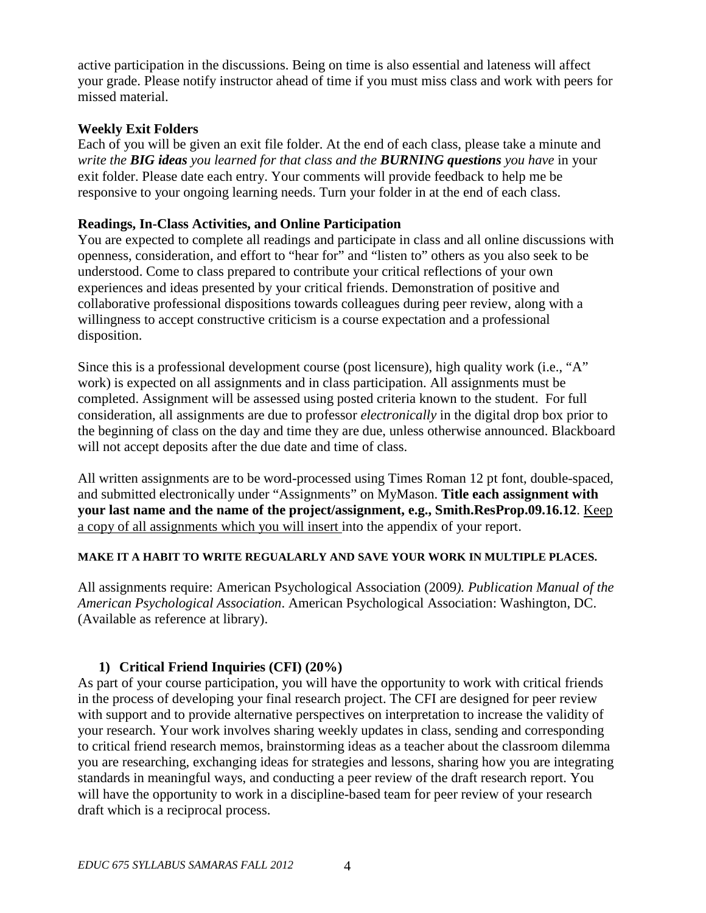active participation in the discussions. Being on time is also essential and lateness will affect your grade. Please notify instructor ahead of time if you must miss class and work with peers for missed material.

**Weekly Exit Folders**

Each of you will be given an exit file folder. At the end of each class, please take a minute and *write the **BIG ideas** you learned for that class and the **BURNING questions** you have* in your exit folder. Please date each entry. Your comments will provide feedback to help me be responsive to your ongoing learning needs. Turn your folder in at the end of each class.

**Readings, In-Class Activities, and Online Participation**

You are expected to complete all readings and participate in class and all online discussions with openness, consideration, and effort to "hear for" and "listen to" others as you also seek to be understood. Come to class prepared to contribute your critical reflections of your own experiences and ideas presented by your critical friends. Demonstration of positive and collaborative professional dispositions towards colleagues during peer review, along with a willingness to accept constructive criticism is a course expectation and a professional disposition.

Since this is a professional development course (post licensure), high quality work (i.e., "A" work) is expected on all assignments and in class participation. All assignments must be completed. Assignment will be assessed using posted criteria known to the student. For full consideration, all assignments are due to professor *electronically* in the digital drop box prior to the beginning of class on the day and time they are due, unless otherwise announced. Blackboard will not accept deposits after the due date and time of class.

All written assignments are to be word-processed using Times Roman 12 pt font, double-spaced, and submitted electronically under "Assignments" on MyMason. **Title each assignment with your last name and the name of the project/assignment, e.g., Smith.ResProp.09.16.12**. <u>Keep a copy of all assignments which you will insert</u> into the appendix of your report.

**MAKE IT A HABIT TO WRITE REGUALARLY AND SAVE YOUR WORK IN MULTIPLE PLACES.**

All assignments require: American Psychological Association (2009*). Publication Manual of the American Psychological Association*. American Psychological Association: Washington, DC. (Available as reference at library).

**1) Critical Friend Inquiries (CFI) (20%)**

As part of your course participation, you will have the opportunity to work with critical friends in the process of developing your final research project. The CFI are designed for peer review with support and to provide alternative perspectives on interpretation to increase the validity of your research. Your work involves sharing weekly updates in class, sending and corresponding to critical friend research memos, brainstorming ideas as a teacher about the classroom dilemma you are researching, exchanging ideas for strategies and lessons, sharing how you are integrating standards in meaningful ways, and conducting a peer review of the draft research report. You will have the opportunity to work in a discipline-based team for peer review of your research draft which is a reciprocal process.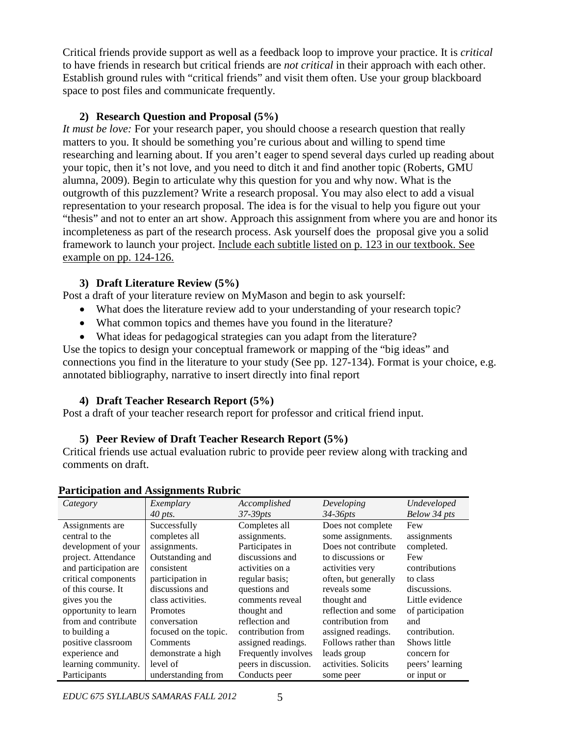Critical friends provide support as well as a feedback loop to improve your practice. It is *critical* to have friends in research but critical friends are *not critical* in their approach with each other. Establish ground rules with "critical friends" and visit them often. Use your group blackboard space to post files and communicate frequently.

### 2) Research Question and Proposal (5%)

*It must be love:* For your research paper, you should choose a research question that really matters to you. It should be something you're curious about and willing to spend time researching and learning about. If you aren't eager to spend several days curled up reading about your topic, then it's not love, and you need to ditch it and find another topic (Roberts, GMU alumna, 2009). Begin to articulate why this question for you and why now. What is the outgrowth of this puzzlement? Write a research proposal. You may also elect to add a visual representation to your research proposal. The idea is for the visual to help you figure out your "thesis" and not to enter an art show. Approach this assignment from where you are and honor its incompleteness as part of the research process. Ask yourself does the proposal give you a solid framework to launch your project. Include each subtitle listed on p. 123 in our textbook. See example on pp. 124-126.

### 3) Draft Literature Review (5%)

Post a draft of your literature review on MyMason and begin to ask yourself:

- What does the literature review add to your understanding of your research topic?
- What common topics and themes have you found in the literature?
- What ideas for pedagogical strategies can you adapt from the literature?

Use the topics to design your conceptual framework or mapping of the "big ideas" and connections you find in the literature to your study (See pp. 127-134). Format is your choice, e.g. annotated bibliography, narrative to insert directly into final report

### 4) Draft Teacher Research Report (5%)

Post a draft of your teacher research report for professor and critical friend input.

### 5) Peer Review of Draft Teacher Research Report (5%)

Critical friends use actual evaluation rubric to provide peer review along with tracking and comments on draft.

**Participation and Assignments Rubric**

| *Category* | *Exemplary* *40 pts.* | *Accomplished* *37-39pts* | *Developing* *34-36pts* | *Undeveloped* *Below 34 pts* |
|---|---|---|---|---|
| Assignments are central to the development of your project. Attendance and participation are critical components of this course. It gives you the opportunity to learn from and contribute to building a positive classroom experience and learning community. Participants | Successfully completes all assignments. Outstanding and consistent participation in discussions and class activities. Promotes conversation focused on the topic. Comments demonstrate a high level of understanding from | Completes all assignments. Participates in discussions and activities on a regular basis; questions and comments reveal thought and reflection and contribution from assigned readings. Frequently involves peers in discussion. Conducts peer | Does not complete some assignments. Does not contribute to discussions or activities very often, but generally reveals some thought and reflection and some contribution from assigned readings. Follows rather than leads group activities. Solicits some peer | Few assignments completed. Few contributions to class discussions. Little evidence of participation and contribution. Shows little concern for peers' learning or input or |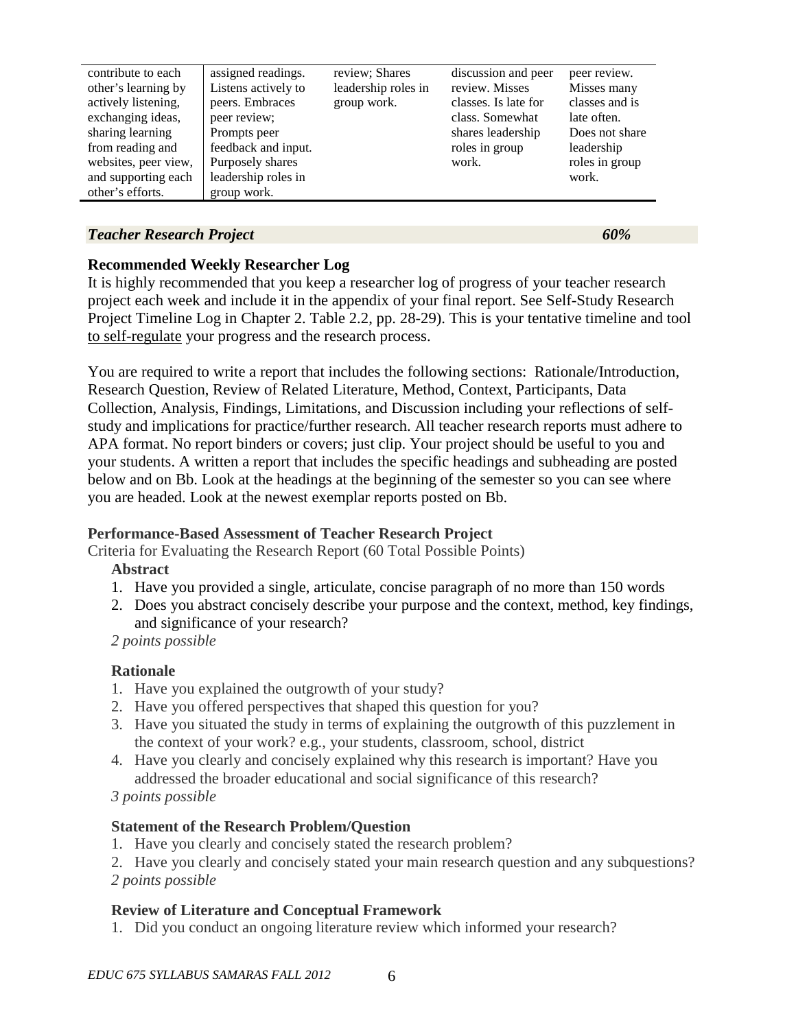| contribute to each other's learning by actively listening, exchanging ideas, sharing learning from reading and websites, peer view, and supporting each other's efforts. | assigned readings. Listens actively to peers. Embraces peer review; Prompts peer feedback and input. Purposely shares leadership roles in group work. | review; Shares leadership roles in group work. | discussion and peer review. Misses classes. Is late for class. Somewhat shares leadership roles in group work. | peer review. Misses many classes and is late often. Does not share leadership roles in group work. |
|---|---|---|---|---|

***Teacher Research Project*** ***60%***

**Recommended Weekly Researcher Log**

It is highly recommended that you keep a researcher log of progress of your teacher research project each week and include it in the appendix of your final report. See Self-Study Research Project Timeline Log in Chapter 2. Table 2.2, pp. 28-29). This is your tentative timeline and tool to self-regulate your progress and the research process.

You are required to write a report that includes the following sections: Rationale/Introduction, Research Question, Review of Related Literature, Method, Context, Participants, Data Collection, Analysis, Findings, Limitations, and Discussion including your reflections of self-study and implications for practice/further research. All teacher research reports must adhere to APA format. No report binders or covers; just clip. Your project should be useful to you and your students. A written a report that includes the specific headings and subheading are posted below and on Bb. Look at the headings at the beginning of the semester so you can see where you are headed. Look at the newest exemplar reports posted on Bb.

**Performance-Based Assessment of Teacher Research Project**

Criteria for Evaluating the Research Report (60 Total Possible Points)

**Abstract**

1. Have you provided a single, articulate, concise paragraph of no more than 150 words
2. Does you abstract concisely describe your purpose and the context, method, key findings, and significance of your research?

*2 points possible*

**Rationale**

1. Have you explained the outgrowth of your study?
2. Have you offered perspectives that shaped this question for you?
3. Have you situated the study in terms of explaining the outgrowth of this puzzlement in the context of your work? e.g., your students, classroom, school, district
4. Have you clearly and concisely explained why this research is important? Have you addressed the broader educational and social significance of this research?

*3 points possible*

**Statement of the Research Problem/Question**

1. Have you clearly and concisely stated the research problem?
2. Have you clearly and concisely stated your main research question and any subquestions?

*2 points possible*

**Review of Literature and Conceptual Framework**

1. Did you conduct an ongoing literature review which informed your research?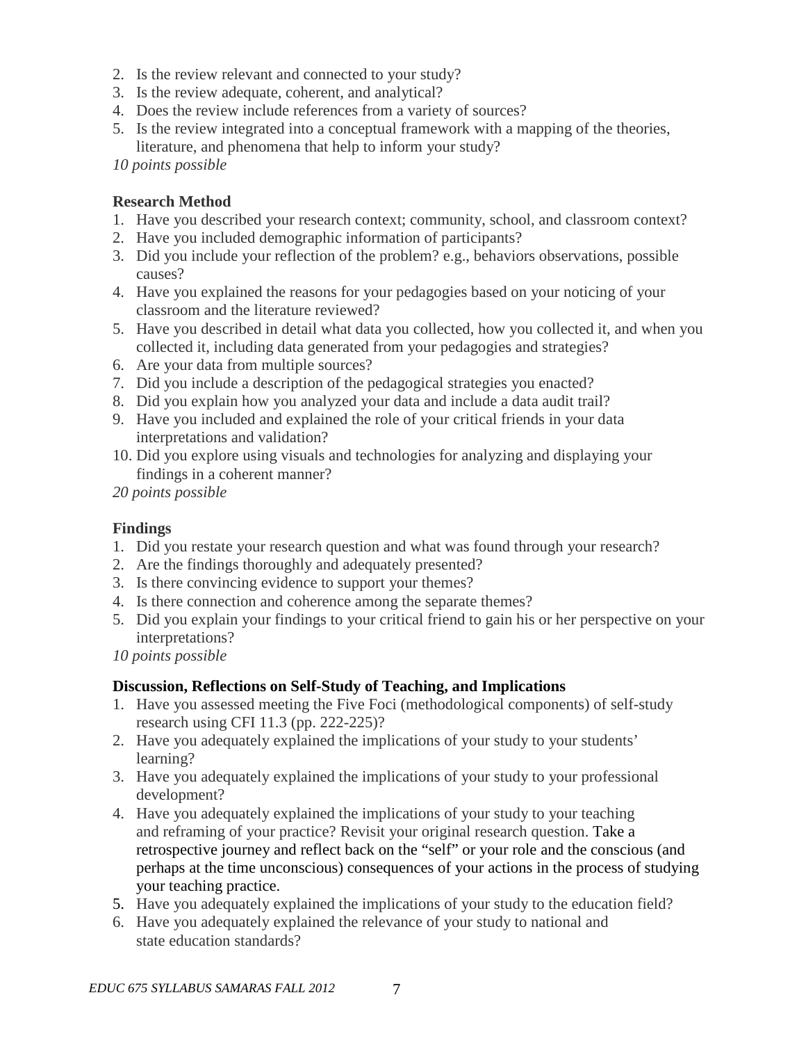2. Is the review relevant and connected to your study?
3. Is the review adequate, coherent, and analytical?
4. Does the review include references from a variety of sources?
5. Is the review integrated into a conceptual framework with a mapping of the theories, literature, and phenomena that help to inform your study?

*10 points possible*

**Research Method**

1. Have you described your research context; community, school, and classroom context?
2. Have you included demographic information of participants?
3. Did you include your reflection of the problem? e.g., behaviors observations, possible causes?
4. Have you explained the reasons for your pedagogies based on your noticing of your classroom and the literature reviewed?
5. Have you described in detail what data you collected, how you collected it, and when you collected it, including data generated from your pedagogies and strategies?
6. Are your data from multiple sources?
7. Did you include a description of the pedagogical strategies you enacted?
8. Did you explain how you analyzed your data and include a data audit trail?
9. Have you included and explained the role of your critical friends in your data interpretations and validation?
10. Did you explore using visuals and technologies for analyzing and displaying your findings in a coherent manner?

*20 points possible*

**Findings**

1. Did you restate your research question and what was found through your research?
2. Are the findings thoroughly and adequately presented?
3. Is there convincing evidence to support your themes?
4. Is there connection and coherence among the separate themes?
5. Did you explain your findings to your critical friend to gain his or her perspective on your interpretations?

*10 points possible*

**Discussion, Reflections on Self-Study of Teaching, and Implications**

1. Have you assessed meeting the Five Foci (methodological components) of self-study research using CFI 11.3 (pp. 222-225)?
2. Have you adequately explained the implications of your study to your students' learning?
3. Have you adequately explained the implications of your study to your professional development?
4. Have you adequately explained the implications of your study to your teaching and reframing of your practice? Revisit your original research question. Take a retrospective journey and reflect back on the "self" or your role and the conscious (and perhaps at the time unconscious) consequences of your actions in the process of studying your teaching practice.
5. Have you adequately explained the implications of your study to the education field?
6. Have you adequately explained the relevance of your study to national and state education standards?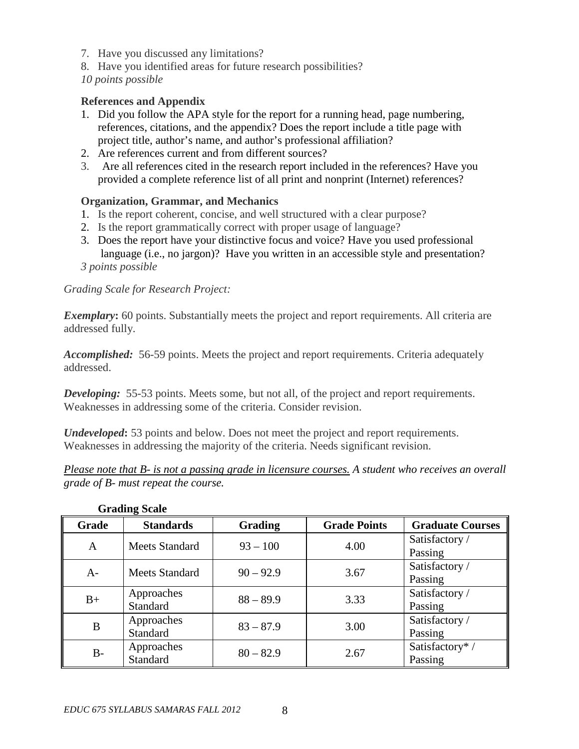7. Have you discussed any limitations?
8. Have you identified areas for future research possibilities?

*10 points possible*

**References and Appendix**

1. Did you follow the APA style for the report for a running head, page numbering, references, citations, and the appendix? Does the report include a title page with project title, author's name, and author's professional affiliation?
2. Are references current and from different sources?
3. Are all references cited in the research report included in the references? Have you provided a complete reference list of all print and nonprint (Internet) references?

**Organization, Grammar, and Mechanics**

1. Is the report coherent, concise, and well structured with a clear purpose?
2. Is the report grammatically correct with proper usage of language?
3. Does the report have your distinctive focus and voice? Have you used professional language (i.e., no jargon)? Have you written in an accessible style and presentation?

*3 points possible*

*Grading Scale for Research Project:*

***Exemplary*:** 60 points. Substantially meets the project and report requirements. All criteria are addressed fully.

***Accomplished:*** 56-59 points. Meets the project and report requirements. Criteria adequately addressed.

***Developing:*** 55-53 points. Meets some, but not all, of the project and report requirements. Weaknesses in addressing some of the criteria. Consider revision.

***Undeveloped*:** 53 points and below. Does not meet the project and report requirements. Weaknesses in addressing the majority of the criteria. Needs significant revision.

*Please note that B- is not a passing grade in licensure courses. A student who receives an overall grade of B- must repeat the course.*

**Grading Scale**

| Grade | Standards | Grading | Grade Points | Graduate Courses |
|---|---|---|---|---|
| A | Meets Standard | 93 – 100 | 4.00 | Satisfactory / Passing |
| A- | Meets Standard | 90 – 92.9 | 3.67 | Satisfactory / Passing |
| B+ | Approaches Standard | 88 – 89.9 | 3.33 | Satisfactory / Passing |
| B | Approaches Standard | 83 – 87.9 | 3.00 | Satisfactory / Passing |
| B- | Approaches Standard | 80 – 82.9 | 2.67 | Satisfactory* / Passing |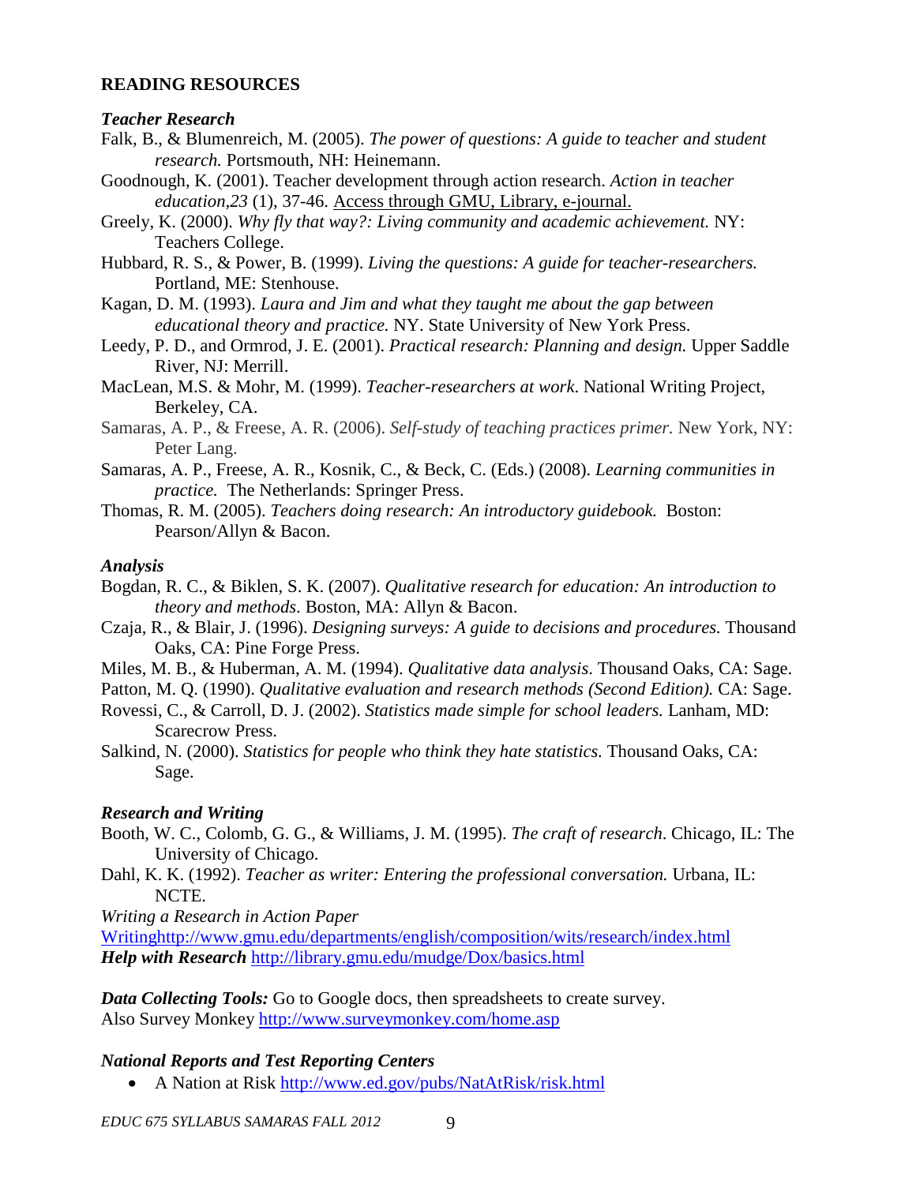## READING RESOURCES

### *Teacher Research*

Falk, B., & Blumenreich, M. (2005). *The power of questions: A guide to teacher and student research.* Portsmouth, NH: Heinemann.

Goodnough, K. (2001). Teacher development through action research. *Action in teacher education,23* (1), 37-46. Access through GMU, Library, e-journal.

Greely, K. (2000). *Why fly that way?: Living community and academic achievement.* NY: Teachers College.

Hubbard, R. S., & Power, B. (1999). *Living the questions: A guide for teacher-researchers.* Portland, ME: Stenhouse.

Kagan, D. M. (1993). *Laura and Jim and what they taught me about the gap between educational theory and practice.* NY. State University of New York Press.

Leedy, P. D., and Ormrod, J. E. (2001). *Practical research: Planning and design.* Upper Saddle River, NJ: Merrill.

MacLean, M.S. & Mohr, M. (1999). *Teacher-researchers at work*. National Writing Project, Berkeley, CA.

Samaras, A. P., & Freese, A. R. (2006). *Self-study of teaching practices primer.* New York, NY: Peter Lang.

Samaras, A. P., Freese, A. R., Kosnik, C., & Beck, C. (Eds.) (2008). *Learning communities in practice.* The Netherlands: Springer Press.

Thomas, R. M. (2005). *Teachers doing research: An introductory guidebook.* Boston: Pearson/Allyn & Bacon.

### *Analysis*

Bogdan, R. C., & Biklen, S. K. (2007). *Qualitative research for education: An introduction to theory and methods*. Boston, MA: Allyn & Bacon.

Czaja, R., & Blair, J. (1996). *Designing surveys: A guide to decisions and procedures.* Thousand Oaks, CA: Pine Forge Press.

Miles, M. B., & Huberman, A. M. (1994). *Qualitative data analysis*. Thousand Oaks, CA: Sage.

Patton, M. Q. (1990). *Qualitative evaluation and research methods (Second Edition).* CA: Sage.

Rovessi, C., & Carroll, D. J. (2002). *Statistics made simple for school leaders*. Lanham, MD: Scarecrow Press.

Salkind, N. (2000). *Statistics for people who think they hate statistics.* Thousand Oaks, CA: Sage.

### *Research and Writing*

Booth, W. C., Colomb, G. G., & Williams, J. M. (1995). *The craft of research*. Chicago, IL: The University of Chicago.

Dahl, K. K. (1992). *Teacher as writer: Entering the professional conversation.* Urbana, IL: NCTE.

*Writing a Research in Action Paper*
Writinghttp://www.gmu.edu/departments/english/composition/wits/research/index.html
***Help with Research*** http://library.gmu.edu/mudge/Dox/basics.html

***Data Collecting Tools:*** Go to Google docs, then spreadsheets to create survey.
Also Survey Monkey http://www.surveymonkey.com/home.asp

### *National Reports and Test Reporting Centers*

- A Nation at Risk http://www.ed.gov/pubs/NatAtRisk/risk.html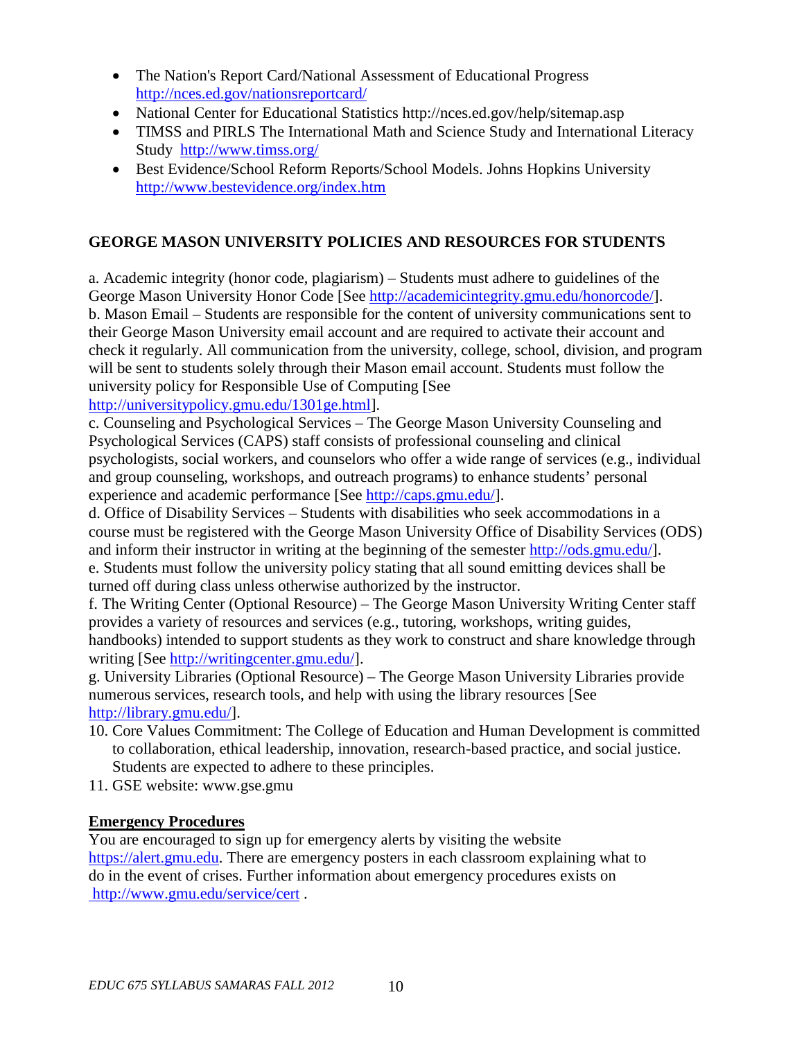- The Nation's Report Card/National Assessment of Educational Progress http://nces.ed.gov/nationsreportcard/
- National Center for Educational Statistics http://nces.ed.gov/help/sitemap.asp
- TIMSS and PIRLS The International Math and Science Study and International Literacy Study http://www.timss.org/
- Best Evidence/School Reform Reports/School Models. Johns Hopkins University http://www.bestevidence.org/index.htm

## GEORGE MASON UNIVERSITY POLICIES AND RESOURCES FOR STUDENTS

a. Academic integrity (honor code, plagiarism) – Students must adhere to guidelines of the George Mason University Honor Code [See http://academicintegrity.gmu.edu/honorcode/].
b. Mason Email – Students are responsible for the content of university communications sent to their George Mason University email account and are required to activate their account and check it regularly. All communication from the university, college, school, division, and program will be sent to students solely through their Mason email account. Students must follow the university policy for Responsible Use of Computing [See http://universitypolicy.gmu.edu/1301ge.html].
c. Counseling and Psychological Services – The George Mason University Counseling and Psychological Services (CAPS) staff consists of professional counseling and clinical psychologists, social workers, and counselors who offer a wide range of services (e.g., individual and group counseling, workshops, and outreach programs) to enhance students' personal experience and academic performance [See http://caps.gmu.edu/].
d. Office of Disability Services – Students with disabilities who seek accommodations in a course must be registered with the George Mason University Office of Disability Services (ODS) and inform their instructor in writing at the beginning of the semester http://ods.gmu.edu/].
e. Students must follow the university policy stating that all sound emitting devices shall be turned off during class unless otherwise authorized by the instructor.
f. The Writing Center (Optional Resource) – The George Mason University Writing Center staff provides a variety of resources and services (e.g., tutoring, workshops, writing guides, handbooks) intended to support students as they work to construct and share knowledge through writing [See http://writingcenter.gmu.edu/].
g. University Libraries (Optional Resource) – The George Mason University Libraries provide numerous services, research tools, and help with using the library resources [See http://library.gmu.edu/].

10. Core Values Commitment: The College of Education and Human Development is committed to collaboration, ethical leadership, innovation, research-based practice, and social justice. Students are expected to adhere to these principles.
11. GSE website: www.gse.gmu

### Emergency Procedures

You are encouraged to sign up for emergency alerts by visiting the website https://alert.gmu.edu. There are emergency posters in each classroom explaining what to do in the event of crises. Further information about emergency procedures exists on http://www.gmu.edu/service/cert .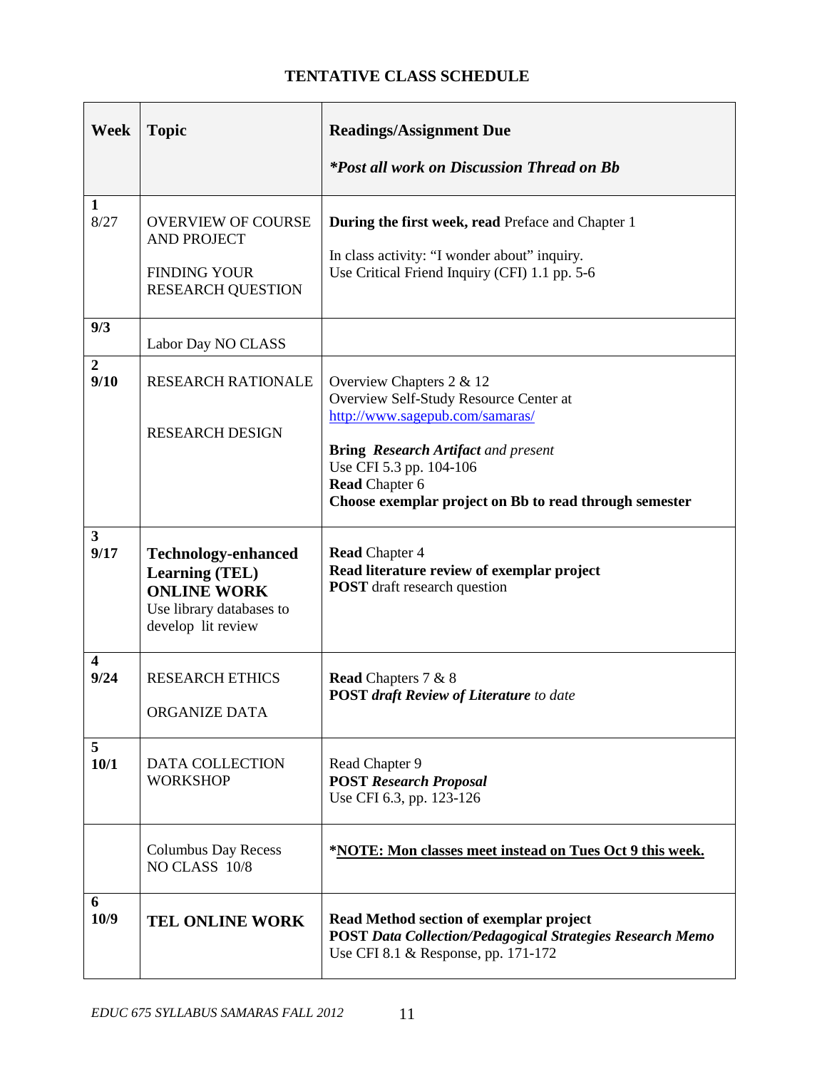# TENTATIVE CLASS SCHEDULE

| Week | Topic | Readings/Assignment Due<br><br>***Post all work on Discussion Thread on Bb*** |
|---|---|---|
| **1**<br>8/27 | OVERVIEW OF COURSE AND PROJECT<br><br>FINDING YOUR RESEARCH QUESTION | **During the first week, read** Preface and Chapter 1<br><br>In class activity: "I wonder about" inquiry.<br>Use Critical Friend Inquiry (CFI) 1.1 pp. 5-6 |
| **9/3** | Labor Day NO CLASS | |
| **2**<br>**9/10** | RESEARCH RATIONALE<br><br>RESEARCH DESIGN | Overview Chapters 2 & 12<br>Overview Self-Study Resource Center at http://www.sagepub.com/samaras/<br><br>**Bring** ***Research Artifact*** *and present*<br>Use CFI 5.3 pp. 104-106<br>**Read** Chapter 6<br>**Choose exemplar project on Bb to read through semester** |
| **3**<br>**9/17** | **Technology-enhanced Learning (TEL)**<br>**ONLINE WORK**<br>Use library databases to develop lit review | **Read** Chapter 4<br>**Read literature review of exemplar project**<br>**POST** draft research question |
| **4**<br>**9/24** | RESEARCH ETHICS<br><br>ORGANIZE DATA | **Read** Chapters 7 & 8<br>**POST** ***draft Review of Literature*** *to date* |
| **5**<br>**10/1** | DATA COLLECTION WORKSHOP | Read Chapter 9<br>**POST** ***Research Proposal***<br>Use CFI 6.3, pp. 123-126 |
| | Columbus Day Recess<br>NO CLASS 10/8 | ***NOTE: Mon classes meet instead on Tues Oct 9 this week.** |
| **6**<br>**10/9** | **TEL ONLINE WORK** | **Read Method section of exemplar project**<br>**POST** ***Data Collection/Pedagogical Strategies Research Memo***<br>Use CFI 8.1 & Response, pp. 171-172 |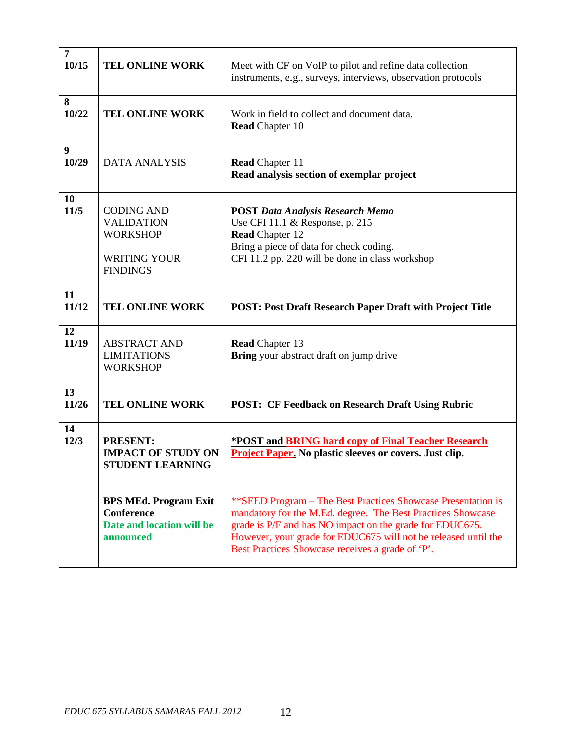| | | |
|---|---|---|
| **7**<br>**10/15** | **TEL ONLINE WORK** | Meet with CF on VoIP to pilot and refine data collection instruments, e.g., surveys, interviews, observation protocols |
| **8**<br>**10/22** | **TEL ONLINE WORK** | Work in field to collect and document data.<br>**Read** Chapter 10 |
| **9**<br>**10/29** | DATA ANALYSIS | **Read** Chapter 11<br>**Read analysis section of exemplar project** |
| **10**<br>**11/5** | CODING AND VALIDATION WORKSHOP<br><br>WRITING YOUR FINDINGS | **POST** ***Data Analysis Research Memo***<br>Use CFI 11.1 & Response, p. 215<br>**Read** Chapter 12<br>Bring a piece of data for check coding.<br>CFI 11.2 pp. 220 will be done in class workshop |
| **11**<br>**11/12** | **TEL ONLINE WORK** | **POST: Post Draft Research Paper Draft with Project Title** |
| **12**<br>**11/19** | ABSTRACT AND LIMITATIONS WORKSHOP | **Read** Chapter 13<br>**Bring** your abstract draft on jump drive |
| **13**<br>**11/26** | **TEL ONLINE WORK** | **POST: CF Feedback on Research Draft Using Rubric** |
| **14**<br>**12/3** | **PRESENT: IMPACT OF STUDY ON STUDENT LEARNING** | ***POST and BRING hard copy of Final Teacher Research Project Paper. No plastic sleeves or covers. Just clip.** |
| | **BPS MEd. Program Exit Conference**<br>**Date and location will be announced** | **SEED Program – The Best Practices Showcase Presentation is mandatory for the M.Ed. degree. The Best Practices Showcase grade is P/F and has NO impact on the grade for EDUC675. However, your grade for EDUC675 will not be released until the Best Practices Showcase receives a grade of 'P'. |